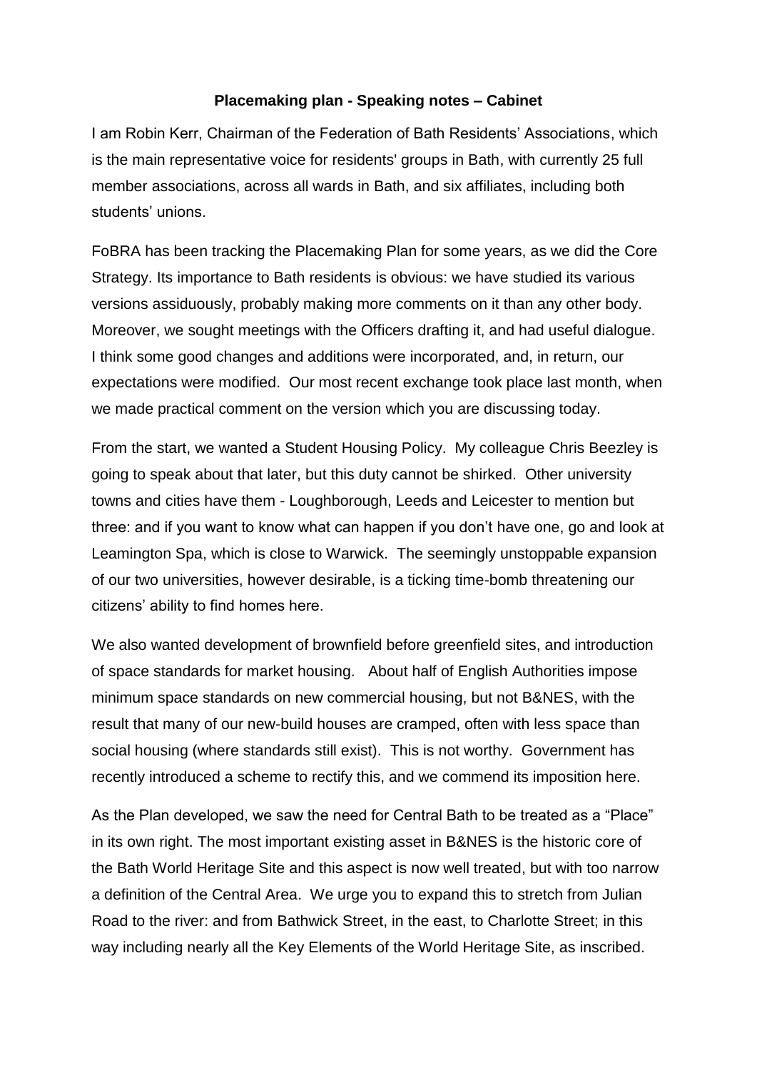**Placemaking plan - Speaking notes – Cabinet**

I am Robin Kerr, Chairman of the Federation of Bath Residents' Associations, which is the main representative voice for residents' groups in Bath, with currently 25 full member associations, across all wards in Bath, and six affiliates, including both students' unions.

FoBRA has been tracking the Placemaking Plan for some years, as we did the Core Strategy. Its importance to Bath residents is obvious: we have studied its various versions assiduously, probably making more comments on it than any other body. Moreover, we sought meetings with the Officers drafting it, and had useful dialogue. I think some good changes and additions were incorporated, and, in return, our expectations were modified. Our most recent exchange took place last month, when we made practical comment on the version which you are discussing today.

From the start, we wanted a Student Housing Policy. My colleague Chris Beezley is going to speak about that later, but this duty cannot be shirked. Other university towns and cities have them - Loughborough, Leeds and Leicester to mention but three: and if you want to know what can happen if you don't have one, go and look at Leamington Spa, which is close to Warwick. The seemingly unstoppable expansion of our two universities, however desirable, is a ticking time-bomb threatening our citizens' ability to find homes here.

We also wanted development of brownfield before greenfield sites, and introduction of space standards for market housing. About half of English Authorities impose minimum space standards on new commercial housing, but not B&NES, with the result that many of our new-build houses are cramped, often with less space than social housing (where standards still exist). This is not worthy. Government has recently introduced a scheme to rectify this, and we commend its imposition here.

As the Plan developed, we saw the need for Central Bath to be treated as a "Place" in its own right. The most important existing asset in B&NES is the historic core of the Bath World Heritage Site and this aspect is now well treated, but with too narrow a definition of the Central Area. We urge you to expand this to stretch from Julian Road to the river: and from Bathwick Street, in the east, to Charlotte Street; in this way including nearly all the Key Elements of the World Heritage Site, as inscribed.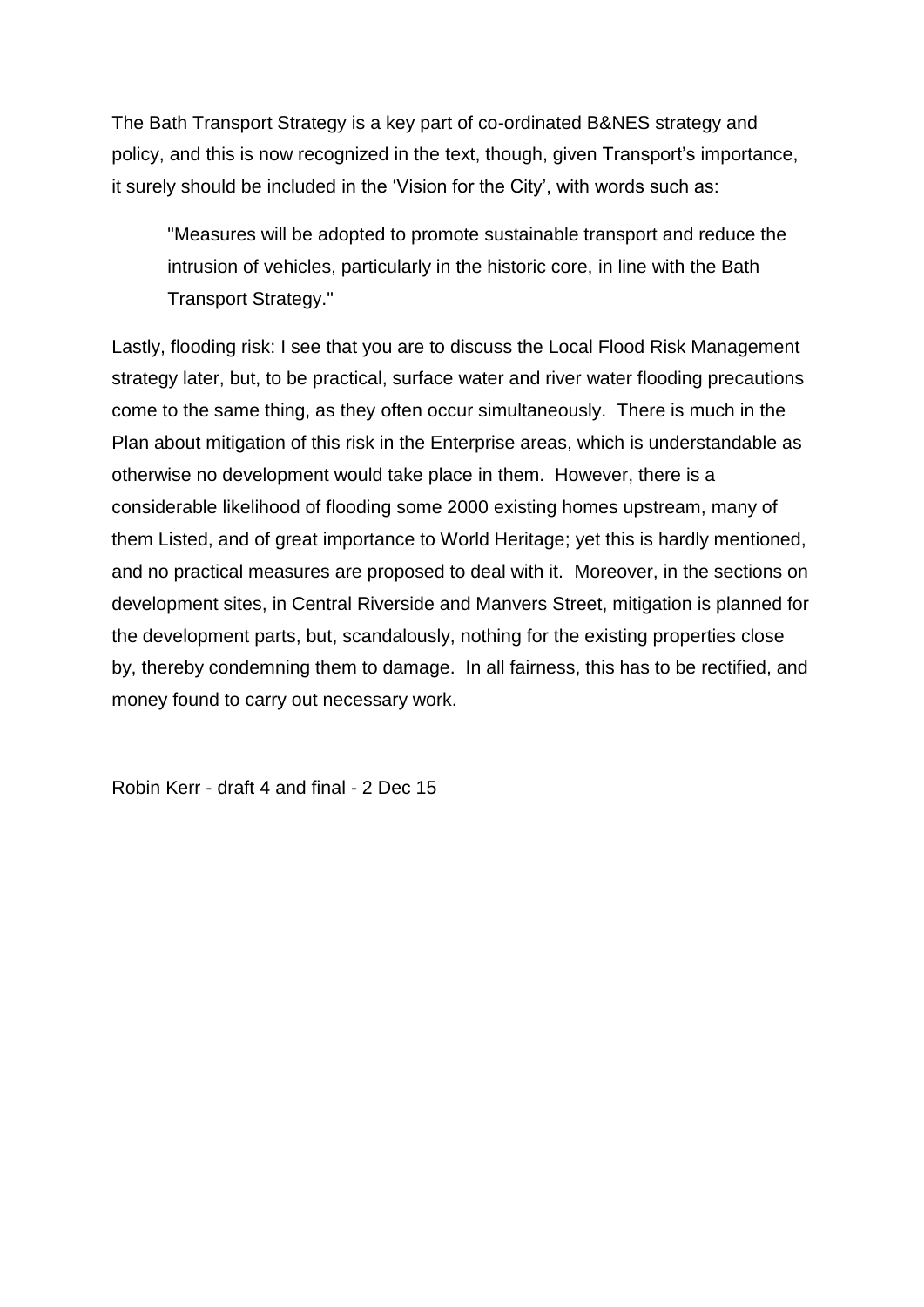The Bath Transport Strategy is a key part of co-ordinated B&NES strategy and policy, and this is now recognized in the text, though, given Transport's importance, it surely should be included in the 'Vision for the City', with words such as:

> "Measures will be adopted to promote sustainable transport and reduce the intrusion of vehicles, particularly in the historic core, in line with the Bath Transport Strategy."

Lastly, flooding risk: I see that you are to discuss the Local Flood Risk Management strategy later, but, to be practical, surface water and river water flooding precautions come to the same thing, as they often occur simultaneously. There is much in the Plan about mitigation of this risk in the Enterprise areas, which is understandable as otherwise no development would take place in them. However, there is a considerable likelihood of flooding some 2000 existing homes upstream, many of them Listed, and of great importance to World Heritage; yet this is hardly mentioned, and no practical measures are proposed to deal with it. Moreover, in the sections on development sites, in Central Riverside and Manvers Street, mitigation is planned for the development parts, but, scandalously, nothing for the existing properties close by, thereby condemning them to damage. In all fairness, this has to be rectified, and money found to carry out necessary work.

Robin Kerr - draft 4 and final - 2 Dec 15